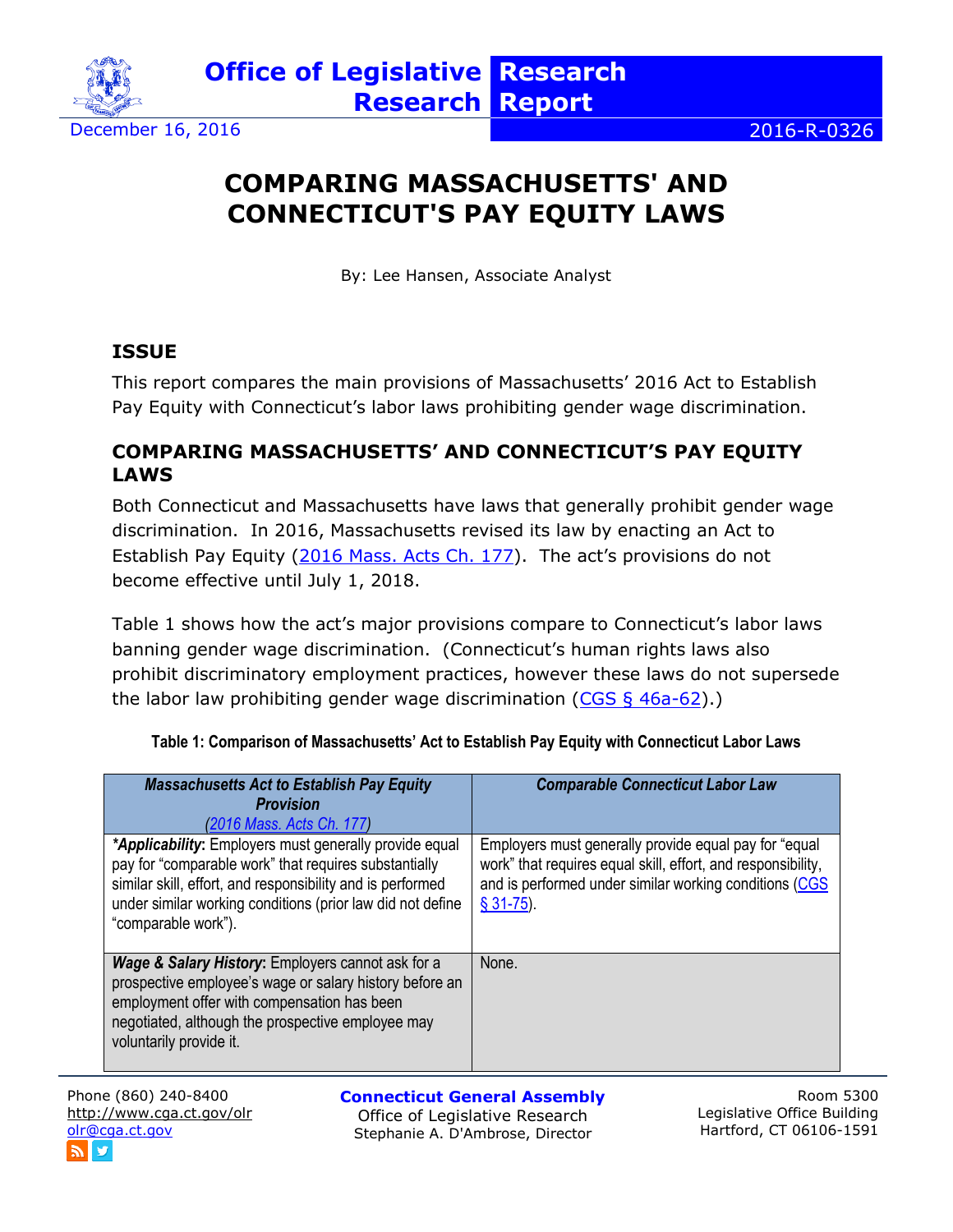Office of Legislative Research — Research Report

December 16, 2016 — 2016-R-0326

# COMPARING MASSACHUSETTS' AND CONNECTICUT'S PAY EQUITY LAWS

By: Lee Hansen, Associate Analyst

## ISSUE

This report compares the main provisions of Massachusetts' 2016 Act to Establish Pay Equity with Connecticut's labor laws prohibiting gender wage discrimination.

## COMPARING MASSACHUSETTS' AND CONNECTICUT'S PAY EQUITY LAWS

Both Connecticut and Massachusetts have laws that generally prohibit gender wage discrimination. In 2016, Massachusetts revised its law by enacting an Act to Establish Pay Equity (2016 Mass. Acts Ch. 177). The act's provisions do not become effective until July 1, 2018.

Table 1 shows how the act's major provisions compare to Connecticut's labor laws banning gender wage discrimination. (Connecticut's human rights laws also prohibit discriminatory employment practices, however these laws do not supersede the labor law prohibiting gender wage discrimination (CGS § 46a-62).)

**Table 1: Comparison of Massachusetts' Act to Establish Pay Equity with Connecticut Labor Laws**

| *Massachusetts Act to Establish Pay Equity Provision* (2016 Mass. Acts Ch. 177) | *Comparable Connecticut Labor Law* |
|---|---|
| ***Applicability**: Employers must generally provide equal pay for "comparable work" that requires substantially similar skill, effort, and responsibility and is performed under similar working conditions (prior law did not define "comparable work"). | Employers must generally provide equal pay for "equal work" that requires equal skill, effort, and responsibility, and is performed under similar working conditions (CGS § 31-75). |
| ***Wage & Salary History***: Employers cannot ask for a prospective employee's wage or salary history before an employment offer with compensation has been negotiated, although the prospective employee may voluntarily provide it. | None. |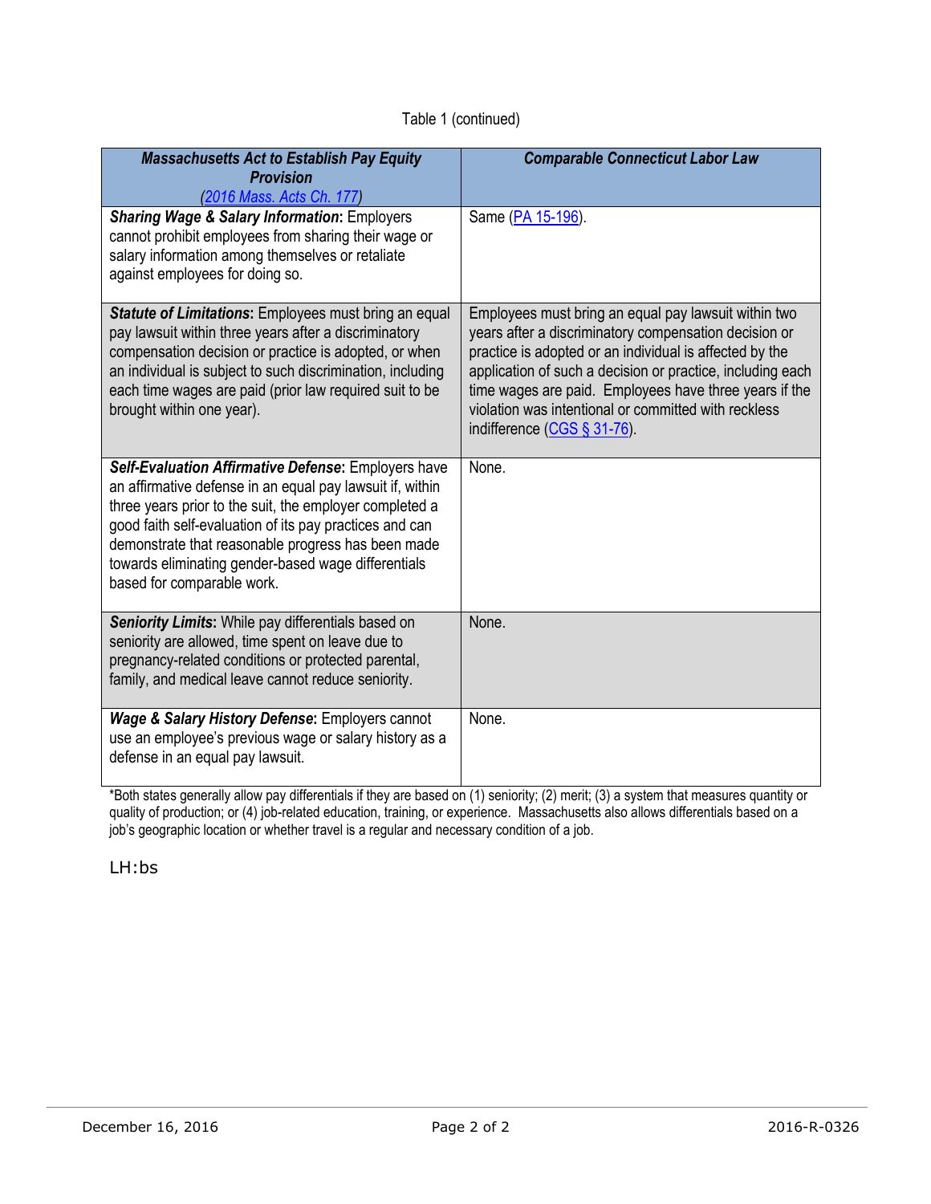Table 1 (continued)

| ***Massachusetts Act to Establish Pay Equity Provision*** *(2016 Mass. Acts Ch. 177)* | ***Comparable Connecticut Labor Law*** |
|---|---|
| ***Sharing Wage & Salary Information*:** Employers cannot prohibit employees from sharing their wage or salary information among themselves or retaliate against employees for doing so. | Same (PA 15-196). |
| ***Statute of Limitations*:** Employees must bring an equal pay lawsuit within three years after a discriminatory compensation decision or practice is adopted, or when an individual is subject to such discrimination, including each time wages are paid (prior law required suit to be brought within one year). | Employees must bring an equal pay lawsuit within two years after a discriminatory compensation decision or practice is adopted or an individual is affected by the application of such a decision or practice, including each time wages are paid. Employees have three years if the violation was intentional or committed with reckless indifference (CGS § 31-76). |
| ***Self-Evaluation Affirmative Defense*:** Employers have an affirmative defense in an equal pay lawsuit if, within three years prior to the suit, the employer completed a good faith self-evaluation of its pay practices and can demonstrate that reasonable progress has been made towards eliminating gender-based wage differentials based for comparable work. | None. |
| ***Seniority Limits*:** While pay differentials based on seniority are allowed, time spent on leave due to pregnancy-related conditions or protected parental, family, and medical leave cannot reduce seniority. | None. |
| ***Wage & Salary History Defense*:** Employers cannot use an employee's previous wage or salary history as a defense in an equal pay lawsuit. | None. |

*Both states generally allow pay differentials if they are based on (1) seniority; (2) merit; (3) a system that measures quantity or quality of production; or (4) job-related education, training, or experience. Massachusetts also allows differentials based on a job's geographic location or whether travel is a regular and necessary condition of a job.

LH:bs